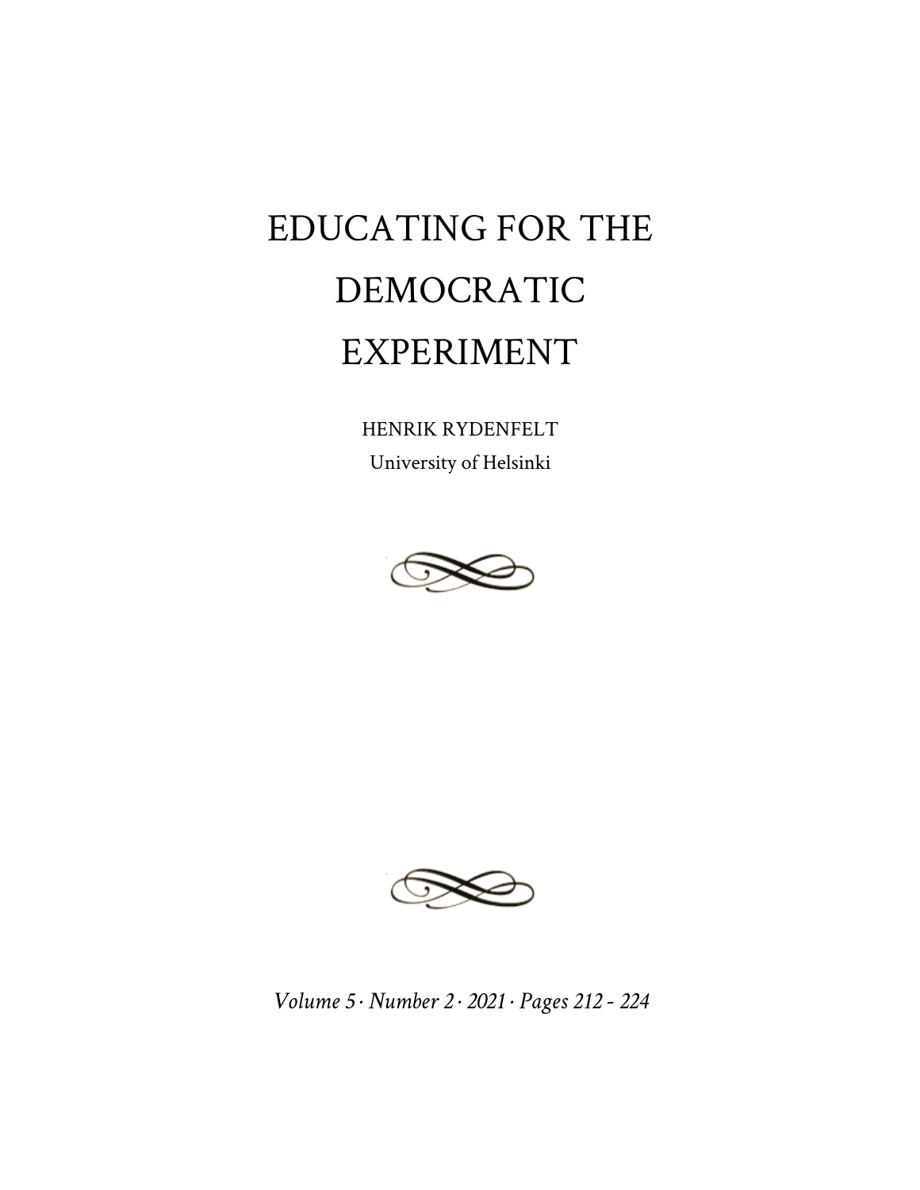# EDUCATING FOR THE DEMOCRATIC EXPERIMENT

HENRIK RYDENFELT
University of Helsinki

*Volume 5 · Number 2 · 2021 · Pages 212 - 224*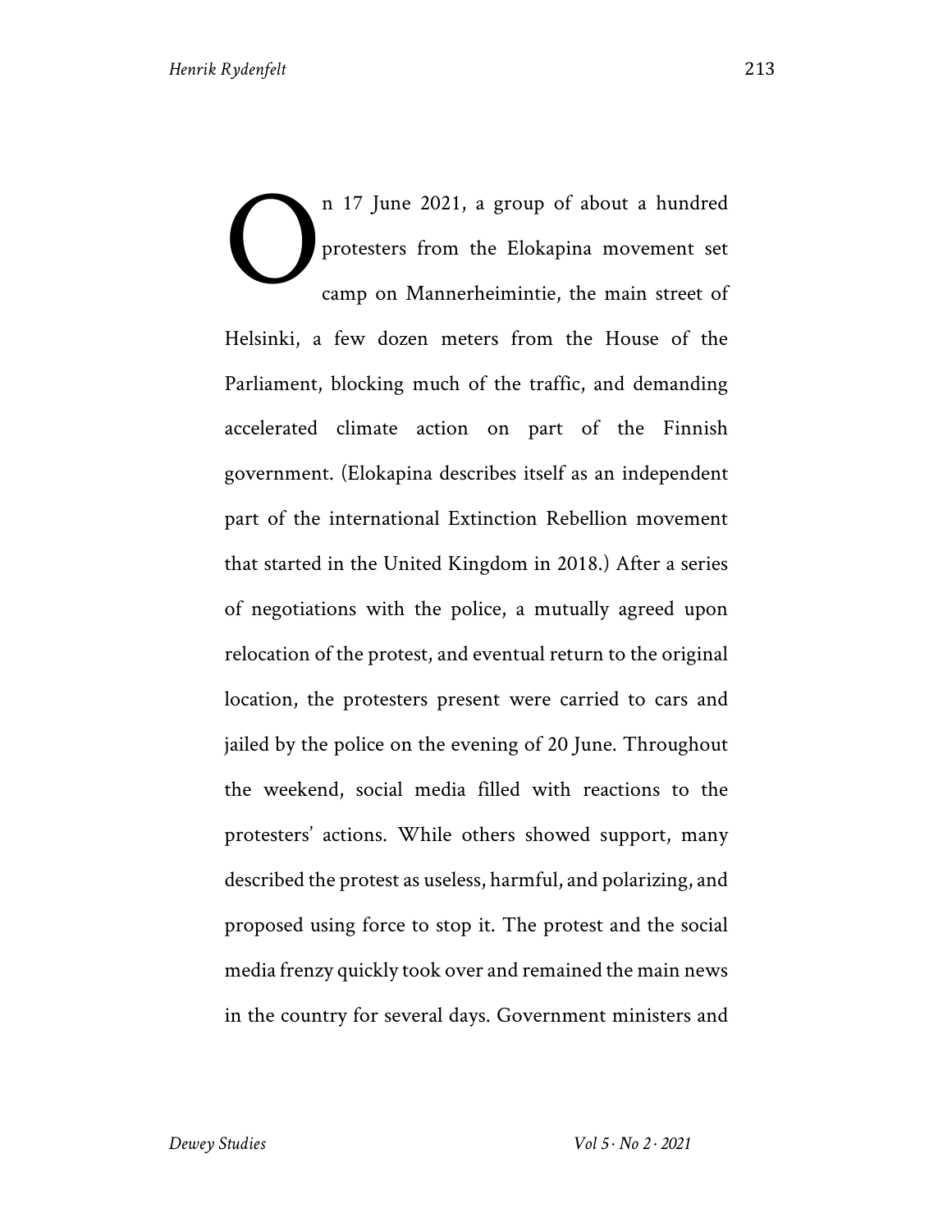On 17 June 2021, a group of about a hundred protesters from the Elokapina movement set camp on Mannerheimintie, the main street of Helsinki, a few dozen meters from the House of the Parliament, blocking much of the traffic, and demanding accelerated climate action on part of the Finnish government. (Elokapina describes itself as an independent part of the international Extinction Rebellion movement that started in the United Kingdom in 2018.) After a series of negotiations with the police, a mutually agreed upon relocation of the protest, and eventual return to the original location, the protesters present were carried to cars and jailed by the police on the evening of 20 June. Throughout the weekend, social media filled with reactions to the protesters' actions. While others showed support, many described the protest as useless, harmful, and polarizing, and proposed using force to stop it. The protest and the social media frenzy quickly took over and remained the main news in the country for several days. Government ministers and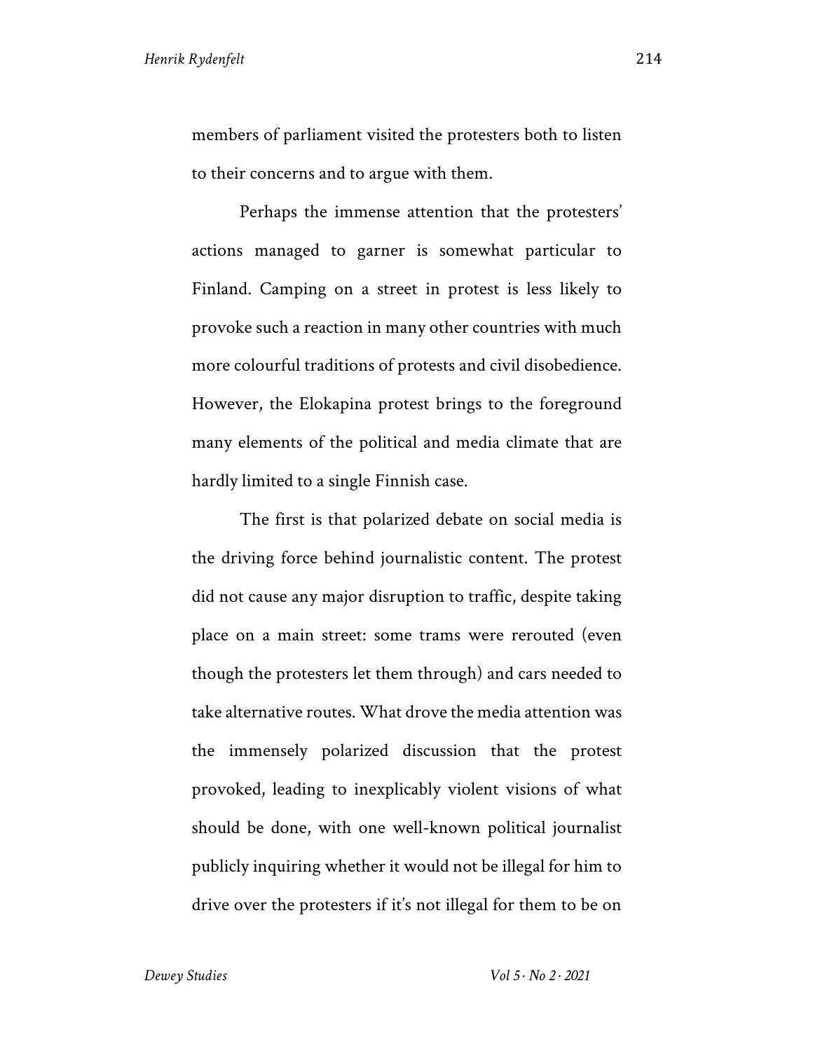members of parliament visited the protesters both to listen to their concerns and to argue with them.

Perhaps the immense attention that the protesters' actions managed to garner is somewhat particular to Finland. Camping on a street in protest is less likely to provoke such a reaction in many other countries with much more colourful traditions of protests and civil disobedience. However, the Elokapina protest brings to the foreground many elements of the political and media climate that are hardly limited to a single Finnish case.

The first is that polarized debate on social media is the driving force behind journalistic content. The protest did not cause any major disruption to traffic, despite taking place on a main street: some trams were rerouted (even though the protesters let them through) and cars needed to take alternative routes. What drove the media attention was the immensely polarized discussion that the protest provoked, leading to inexplicably violent visions of what should be done, with one well-known political journalist publicly inquiring whether it would not be illegal for him to drive over the protesters if it's not illegal for them to be on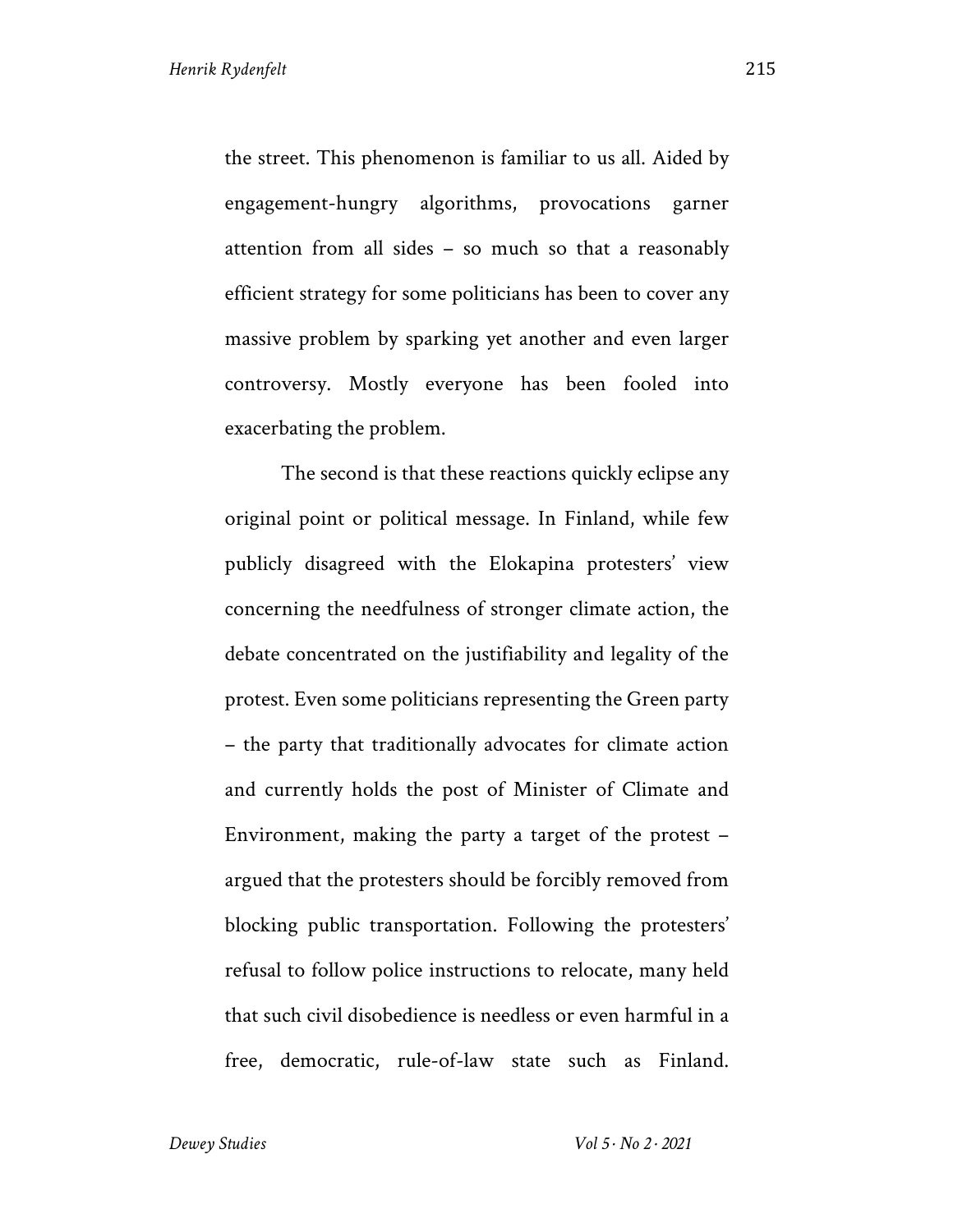the street. This phenomenon is familiar to us all. Aided by engagement-hungry algorithms, provocations garner attention from all sides – so much so that a reasonably efficient strategy for some politicians has been to cover any massive problem by sparking yet another and even larger controversy. Mostly everyone has been fooled into exacerbating the problem.

The second is that these reactions quickly eclipse any original point or political message. In Finland, while few publicly disagreed with the Elokapina protesters' view concerning the needfulness of stronger climate action, the debate concentrated on the justifiability and legality of the protest. Even some politicians representing the Green party – the party that traditionally advocates for climate action and currently holds the post of Minister of Climate and Environment, making the party a target of the protest – argued that the protesters should be forcibly removed from blocking public transportation. Following the protesters' refusal to follow police instructions to relocate, many held that such civil disobedience is needless or even harmful in a free, democratic, rule-of-law state such as Finland.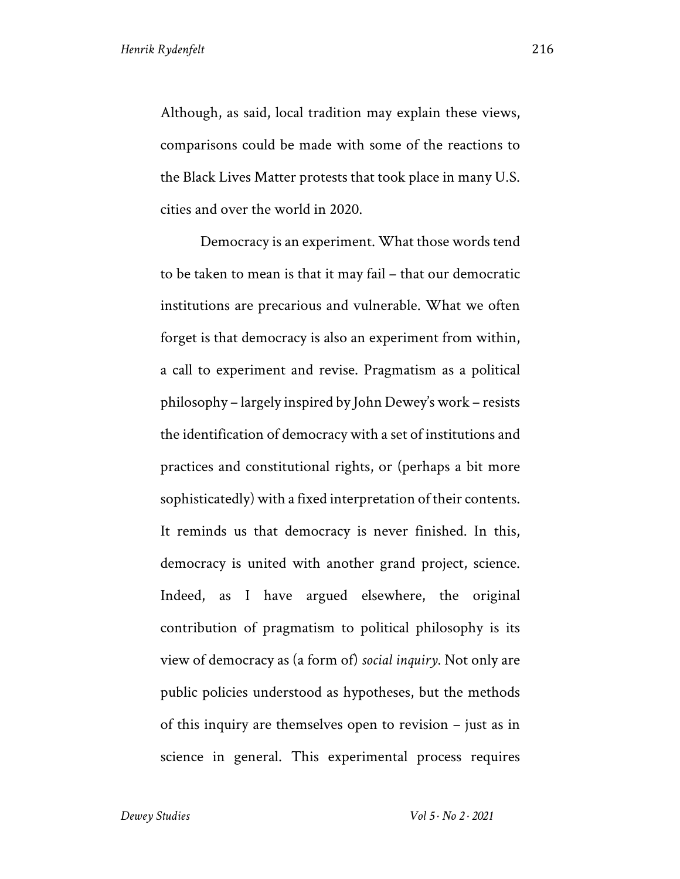Although, as said, local tradition may explain these views, comparisons could be made with some of the reactions to the Black Lives Matter protests that took place in many U.S. cities and over the world in 2020.

Democracy is an experiment. What those words tend to be taken to mean is that it may fail – that our democratic institutions are precarious and vulnerable. What we often forget is that democracy is also an experiment from within, a call to experiment and revise. Pragmatism as a political philosophy – largely inspired by John Dewey's work – resists the identification of democracy with a set of institutions and practices and constitutional rights, or (perhaps a bit more sophisticatedly) with a fixed interpretation of their contents. It reminds us that democracy is never finished. In this, democracy is united with another grand project, science. Indeed, as I have argued elsewhere, the original contribution of pragmatism to political philosophy is its view of democracy as (a form of) *social inquiry*. Not only are public policies understood as hypotheses, but the methods of this inquiry are themselves open to revision – just as in science in general. This experimental process requires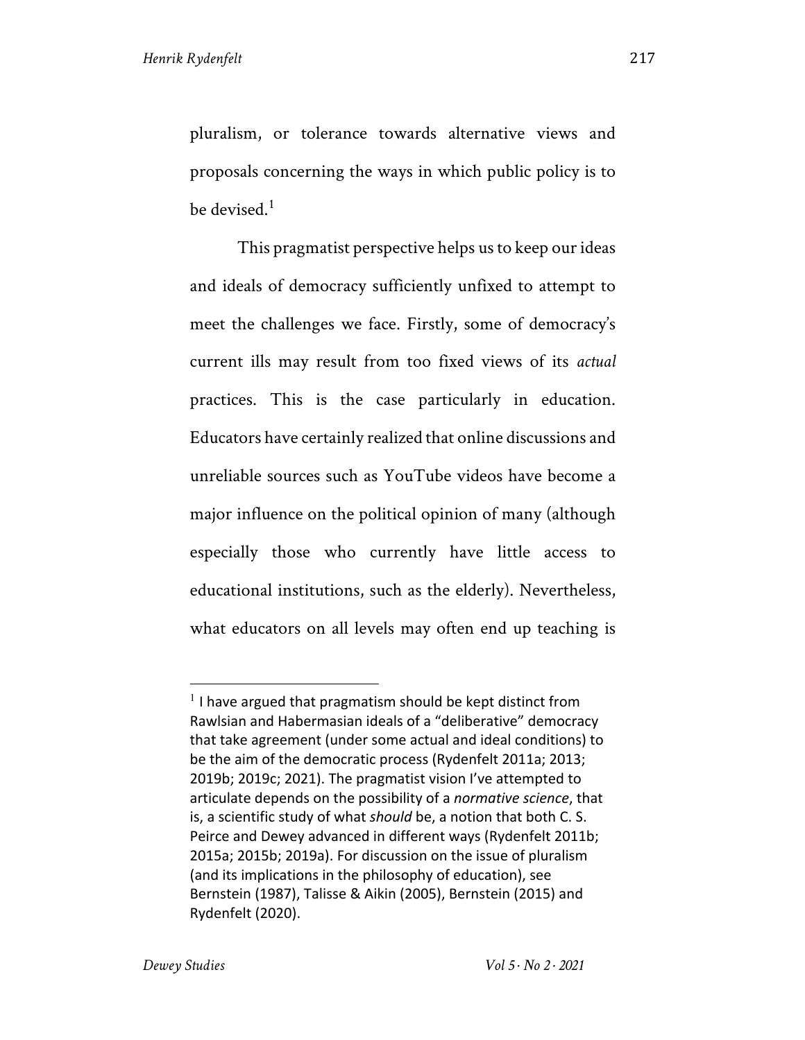pluralism, or tolerance towards alternative views and proposals concerning the ways in which public policy is to be devised.[1]

This pragmatist perspective helps us to keep our ideas and ideals of democracy sufficiently unfixed to attempt to meet the challenges we face. Firstly, some of democracy's current ills may result from too fixed views of its *actual* practices. This is the case particularly in education. Educators have certainly realized that online discussions and unreliable sources such as YouTube videos have become a major influence on the political opinion of many (although especially those who currently have little access to educational institutions, such as the elderly). Nevertheless, what educators on all levels may often end up teaching is

---

[1] I have argued that pragmatism should be kept distinct from Rawlsian and Habermasian ideals of a "deliberative" democracy that take agreement (under some actual and ideal conditions) to be the aim of the democratic process (Rydenfelt 2011a; 2013; 2019b; 2019c; 2021). The pragmatist vision I've attempted to articulate depends on the possibility of a *normative science*, that is, a scientific study of what *should* be, a notion that both C. S. Peirce and Dewey advanced in different ways (Rydenfelt 2011b; 2015a; 2015b; 2019a). For discussion on the issue of pluralism (and its implications in the philosophy of education), see Bernstein (1987), Talisse & Aikin (2005), Bernstein (2015) and Rydenfelt (2020).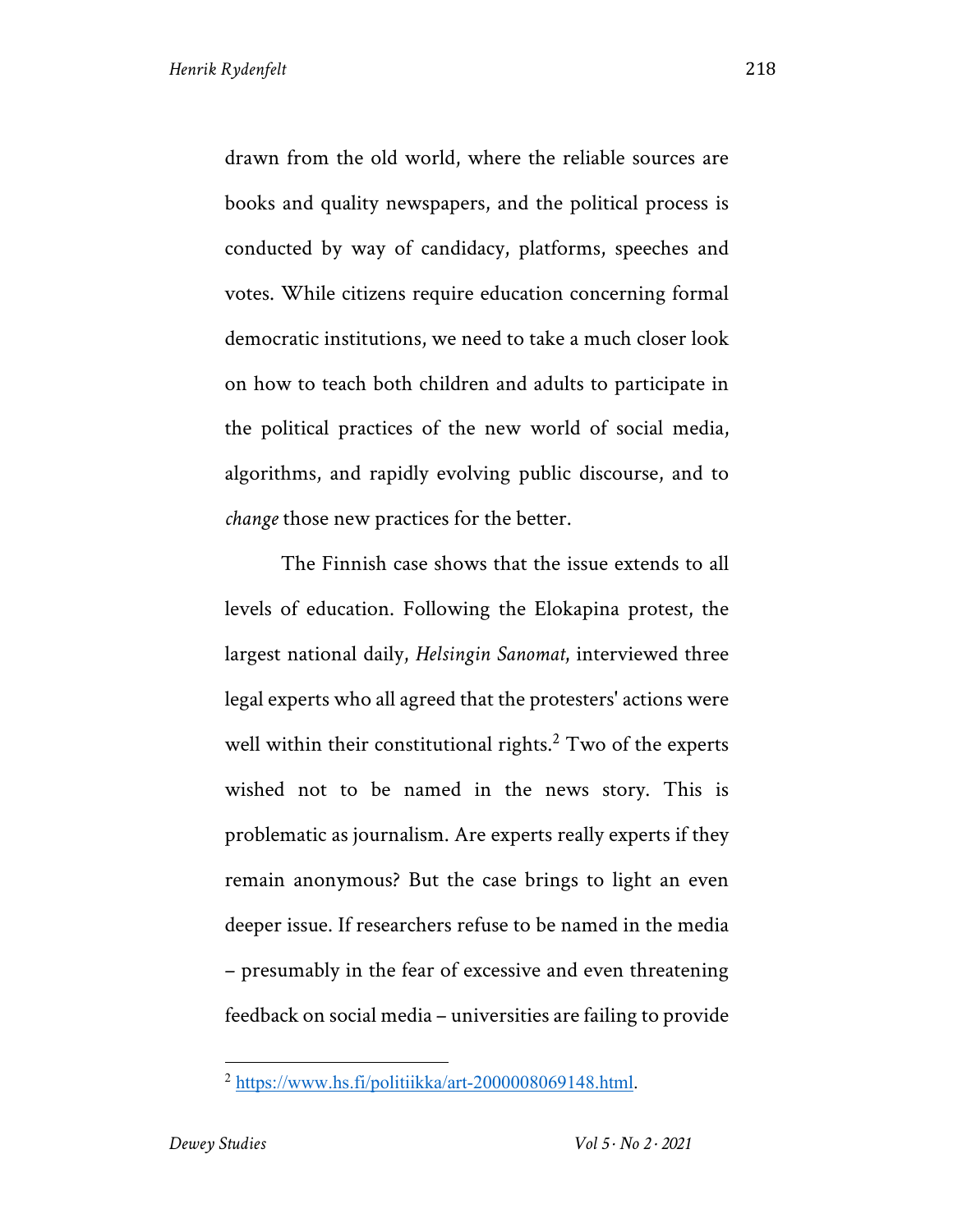drawn from the old world, where the reliable sources are books and quality newspapers, and the political process is conducted by way of candidacy, platforms, speeches and votes. While citizens require education concerning formal democratic institutions, we need to take a much closer look on how to teach both children and adults to participate in the political practices of the new world of social media, algorithms, and rapidly evolving public discourse, and to *change* those new practices for the better.

The Finnish case shows that the issue extends to all levels of education. Following the Elokapina protest, the largest national daily, *Helsingin Sanomat*, interviewed three legal experts who all agreed that the protesters' actions were well within their constitutional rights.[2] Two of the experts wished not to be named in the news story. This is problematic as journalism. Are experts really experts if they remain anonymous? But the case brings to light an even deeper issue. If researchers refuse to be named in the media – presumably in the fear of excessive and even threatening feedback on social media – universities are failing to provide

---

[2] https://www.hs.fi/politiikka/art-2000008069148.html.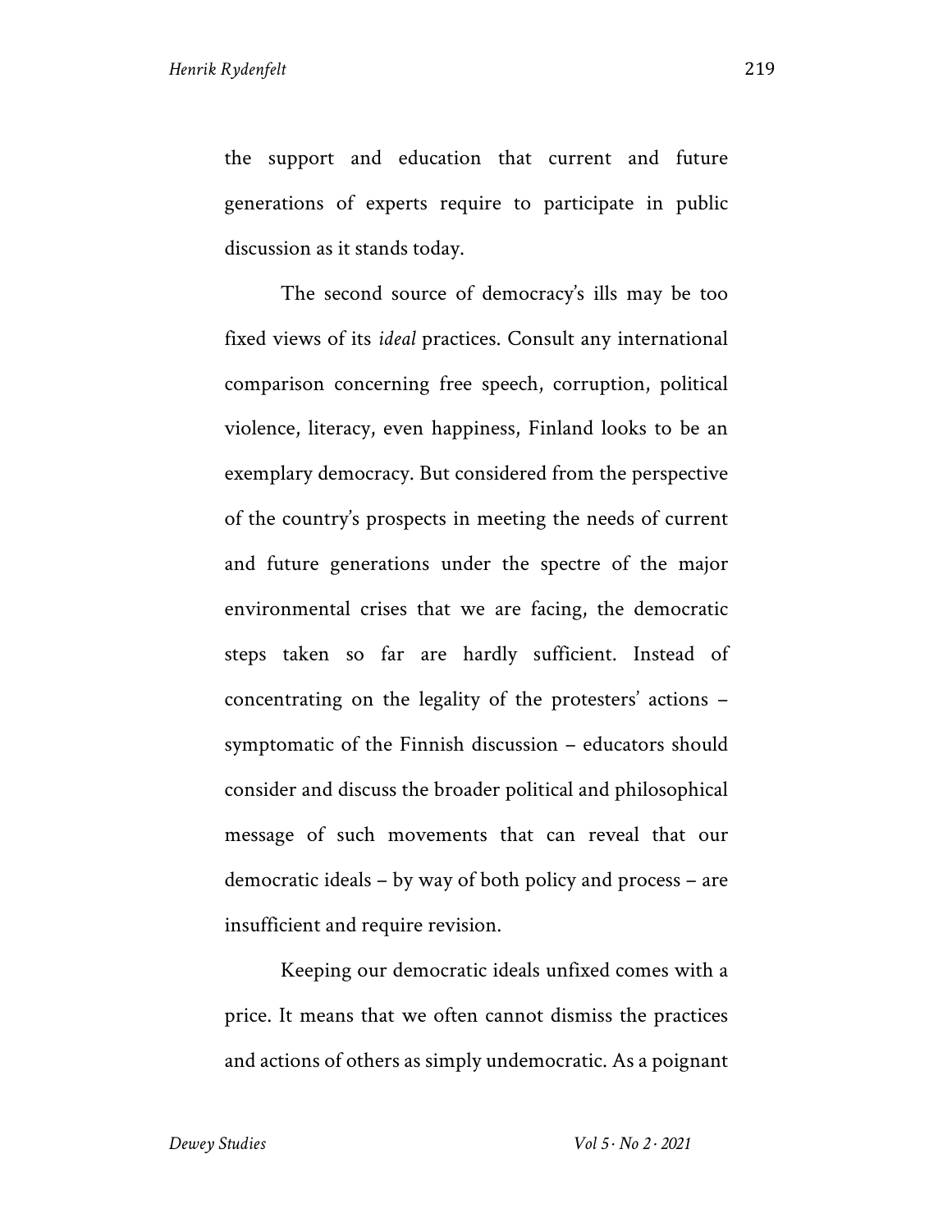the support and education that current and future generations of experts require to participate in public discussion as it stands today.

The second source of democracy's ills may be too fixed views of its *ideal* practices. Consult any international comparison concerning free speech, corruption, political violence, literacy, even happiness, Finland looks to be an exemplary democracy. But considered from the perspective of the country's prospects in meeting the needs of current and future generations under the spectre of the major environmental crises that we are facing, the democratic steps taken so far are hardly sufficient. Instead of concentrating on the legality of the protesters' actions – symptomatic of the Finnish discussion – educators should consider and discuss the broader political and philosophical message of such movements that can reveal that our democratic ideals – by way of both policy and process – are insufficient and require revision.

Keeping our democratic ideals unfixed comes with a price. It means that we often cannot dismiss the practices and actions of others as simply undemocratic. As a poignant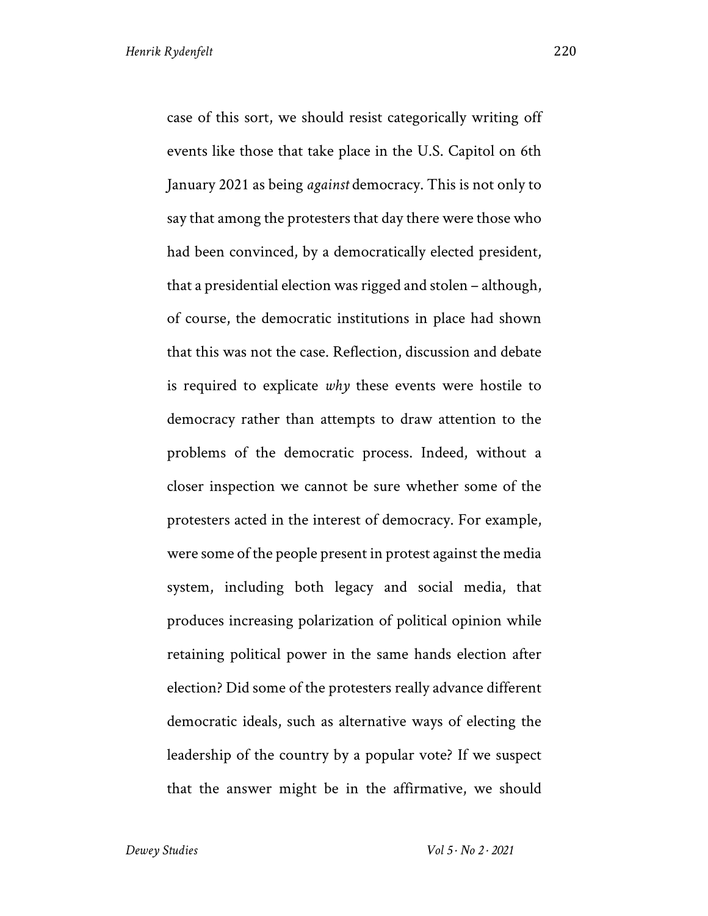case of this sort, we should resist categorically writing off events like those that take place in the U.S. Capitol on 6th January 2021 as being *against* democracy. This is not only to say that among the protesters that day there were those who had been convinced, by a democratically elected president, that a presidential election was rigged and stolen – although, of course, the democratic institutions in place had shown that this was not the case. Reflection, discussion and debate is required to explicate *why* these events were hostile to democracy rather than attempts to draw attention to the problems of the democratic process. Indeed, without a closer inspection we cannot be sure whether some of the protesters acted in the interest of democracy. For example, were some of the people present in protest against the media system, including both legacy and social media, that produces increasing polarization of political opinion while retaining political power in the same hands election after election? Did some of the protesters really advance different democratic ideals, such as alternative ways of electing the leadership of the country by a popular vote? If we suspect that the answer might be in the affirmative, we should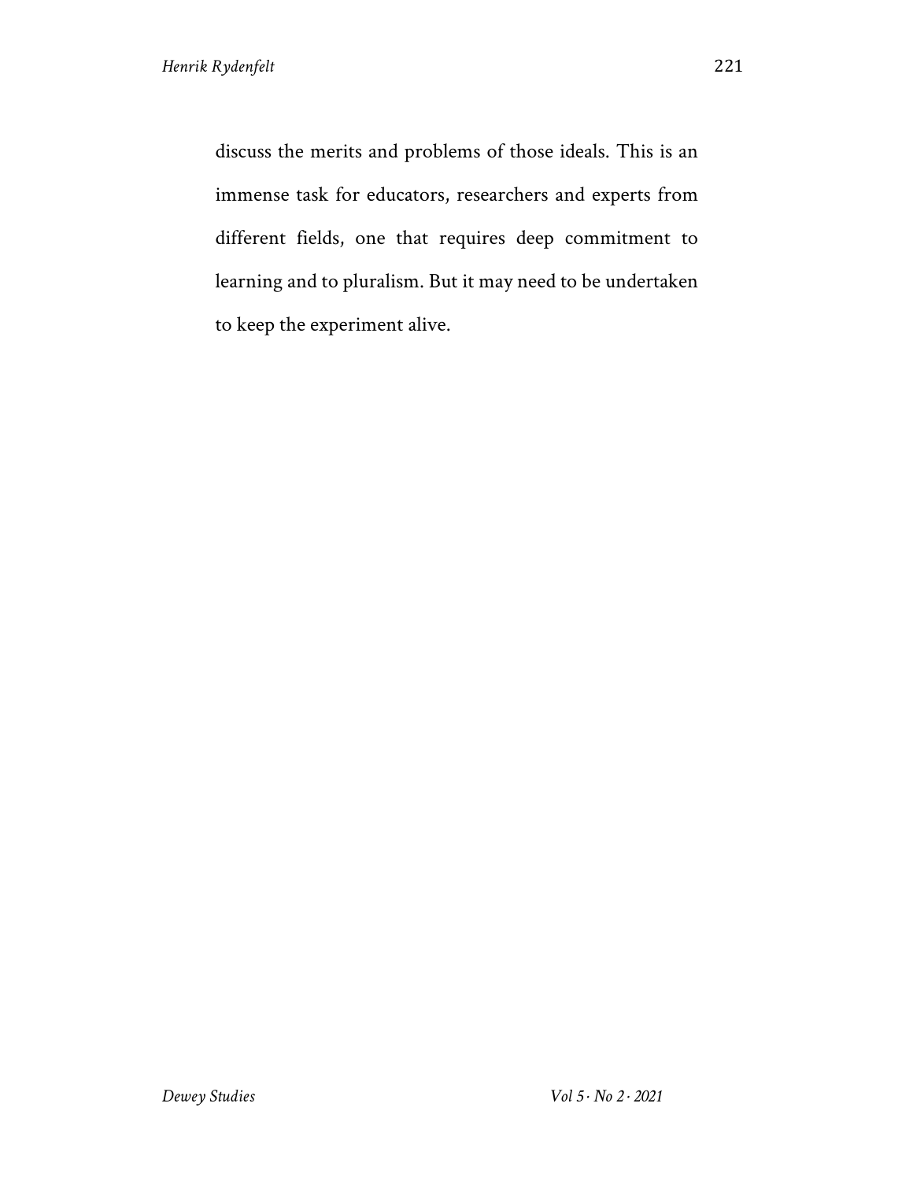discuss the merits and problems of those ideals. This is an immense task for educators, researchers and experts from different fields, one that requires deep commitment to learning and to pluralism. But it may need to be undertaken to keep the experiment alive.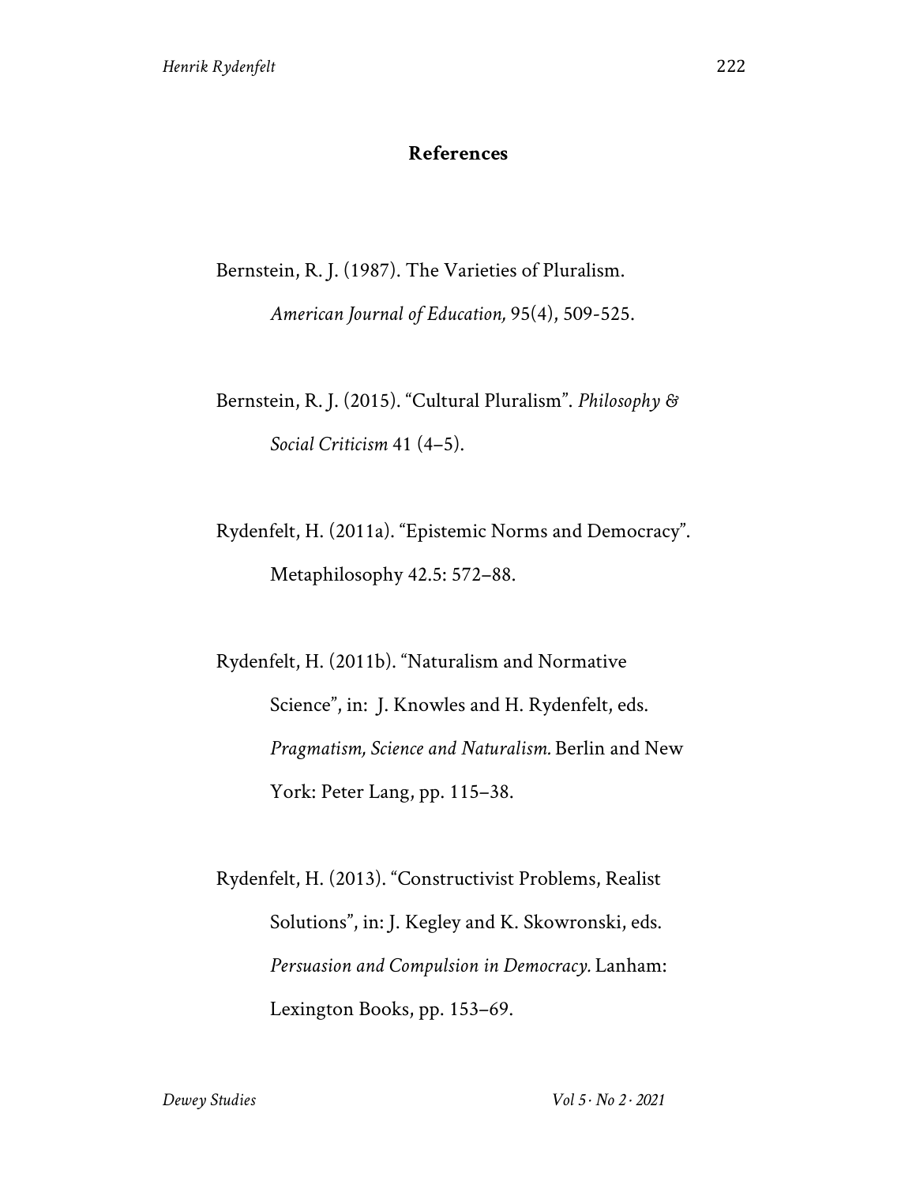## References

Bernstein, R. J. (1987). The Varieties of Pluralism. *American Journal of Education,* 95(4), 509-525.

Bernstein, R. J. (2015). "Cultural Pluralism". *Philosophy & Social Criticism* 41 (4–5).

Rydenfelt, H. (2011a). "Epistemic Norms and Democracy". Metaphilosophy 42.5: 572–88.

Rydenfelt, H. (2011b). "Naturalism and Normative Science", in: J. Knowles and H. Rydenfelt, eds. *Pragmatism, Science and Naturalism.* Berlin and New York: Peter Lang, pp. 115–38.

Rydenfelt, H. (2013). "Constructivist Problems, Realist Solutions", in: J. Kegley and K. Skowronski, eds. *Persuasion and Compulsion in Democracy.* Lanham: Lexington Books, pp. 153–69.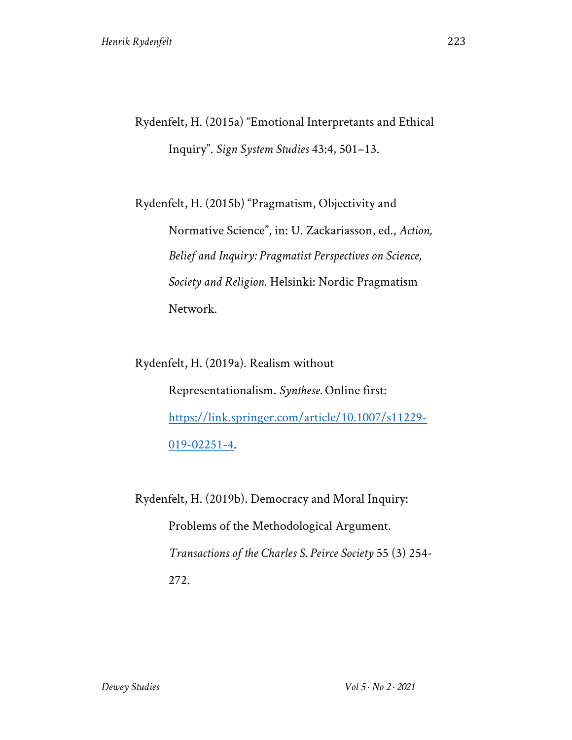Rydenfelt, H. (2015a) "Emotional Interpretants and Ethical Inquiry". *Sign System Studies* 43:4, 501–13.

Rydenfelt, H. (2015b) "Pragmatism, Objectivity and Normative Science", in: U. Zackariasson, ed., *Action, Belief and Inquiry: Pragmatist Perspectives on Science, Society and Religion.* Helsinki: Nordic Pragmatism Network.

Rydenfelt, H. (2019a). Realism without Representationalism. *Synthese.* Online first: https://link.springer.com/article/10.1007/s11229-019-02251-4.

Rydenfelt, H. (2019b). Democracy and Moral Inquiry: Problems of the Methodological Argument. *Transactions of the Charles S. Peirce Society* 55 (3) 254-272.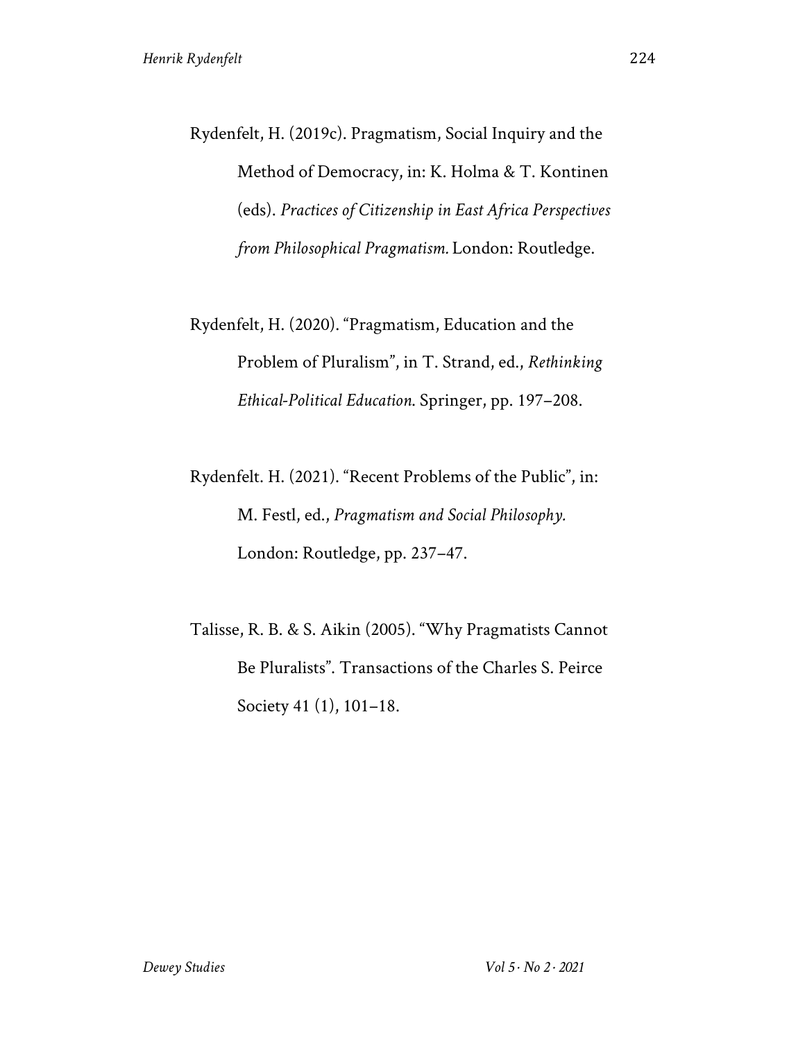Rydenfelt, H. (2019c). Pragmatism, Social Inquiry and the Method of Democracy, in: K. Holma & T. Kontinen (eds). *Practices of Citizenship in East Africa Perspectives from Philosophical Pragmatism.* London: Routledge.

Rydenfelt, H. (2020). "Pragmatism, Education and the Problem of Pluralism", in T. Strand, ed., *Rethinking Ethical-Political Education*. Springer, pp. 197–208.

Rydenfelt. H. (2021). "Recent Problems of the Public", in: M. Festl, ed., *Pragmatism and Social Philosophy.* London: Routledge, pp. 237–47.

Talisse, R. B. & S. Aikin (2005). "Why Pragmatists Cannot Be Pluralists". Transactions of the Charles S. Peirce Society 41 (1), 101–18.